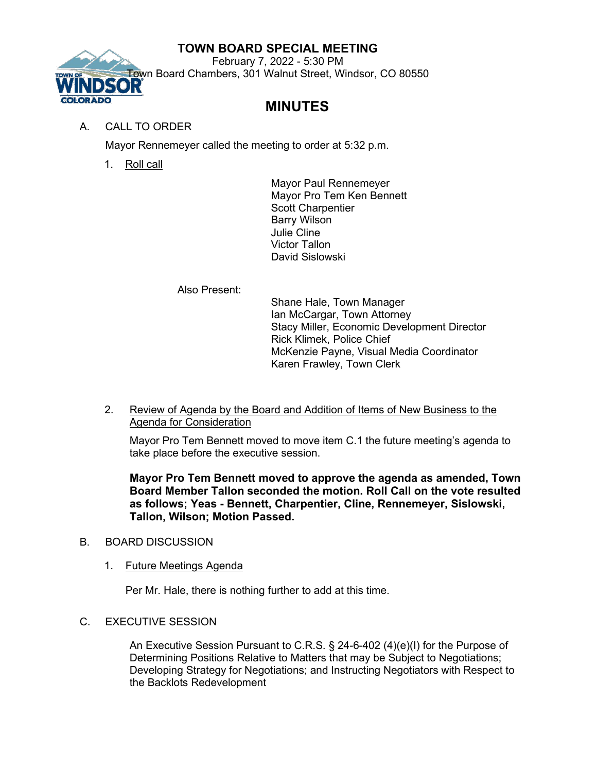# TOWN BOARD SPECIAL MEETING

February 7, 2022 - 5:30 PM
Town Board Chambers, 301 Walnut Street, Windsor, CO 80550

## MINUTES

A. CALL TO ORDER

Mayor Rennemeyer called the meeting to order at 5:32 p.m.

1. Roll call

Mayor Paul Rennemeyer
Mayor Pro Tem Ken Bennett
Scott Charpentier
Barry Wilson
Julie Cline
Victor Tallon
David Sislowski

Also Present:

Shane Hale, Town Manager
Ian McCargar, Town Attorney
Stacy Miller, Economic Development Director
Rick Klimek, Police Chief
McKenzie Payne, Visual Media Coordinator
Karen Frawley, Town Clerk

2. Review of Agenda by the Board and Addition of Items of New Business to the Agenda for Consideration

Mayor Pro Tem Bennett moved to move item C.1 the future meeting's agenda to take place before the executive session.

**Mayor Pro Tem Bennett moved to approve the agenda as amended, Town Board Member Tallon seconded the motion. Roll Call on the vote resulted as follows; Yeas - Bennett, Charpentier, Cline, Rennemeyer, Sislowski, Tallon, Wilson; Motion Passed.**

B. BOARD DISCUSSION

1. Future Meetings Agenda

Per Mr. Hale, there is nothing further to add at this time.

C. EXECUTIVE SESSION

An Executive Session Pursuant to C.R.S. § 24-6-402 (4)(e)(I) for the Purpose of Determining Positions Relative to Matters that may be Subject to Negotiations; Developing Strategy for Negotiations; and Instructing Negotiators with Respect to the Backlots Redevelopment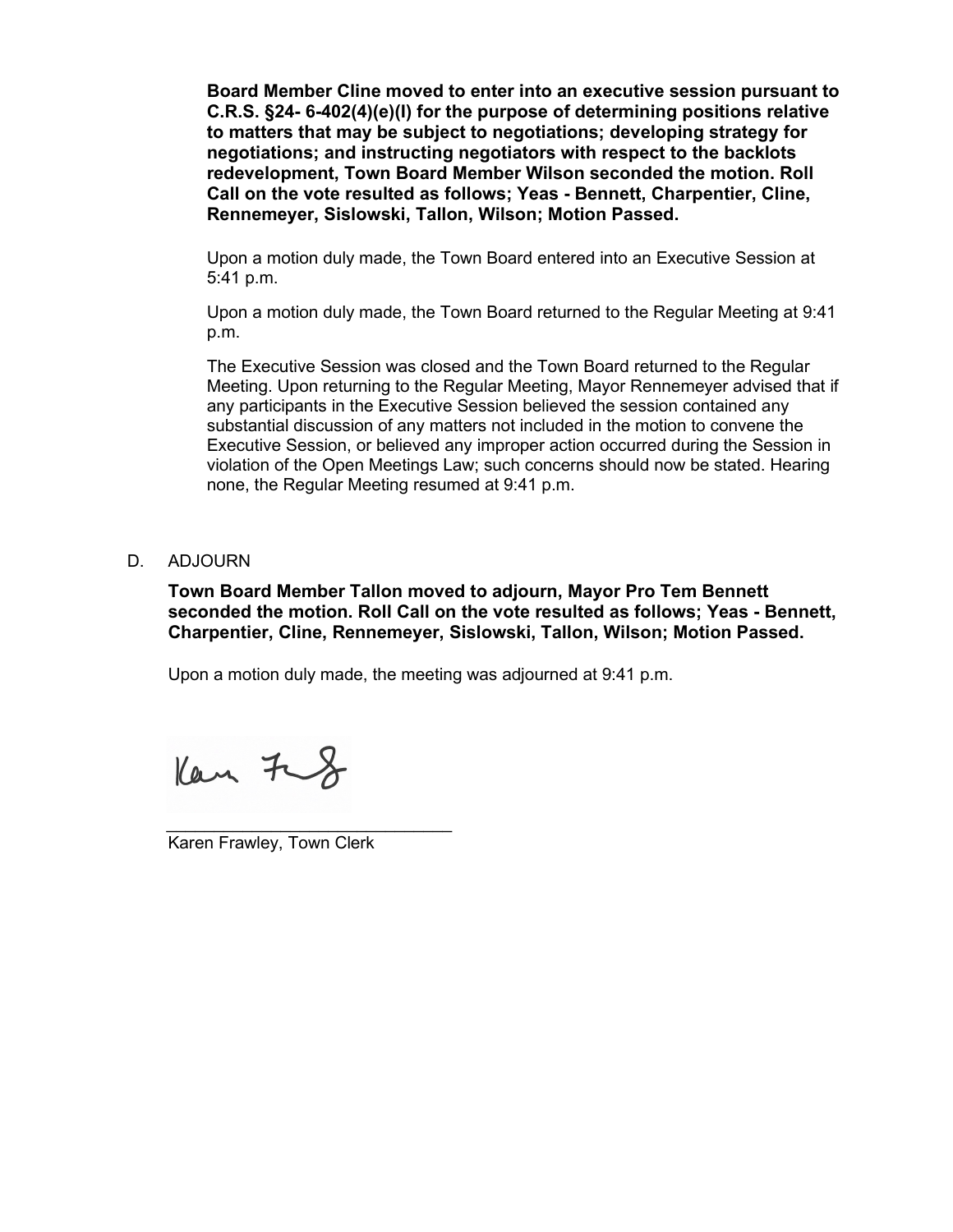**Board Member Cline moved to enter into an executive session pursuant to C.R.S. §24- 6-402(4)(e)(I) for the purpose of determining positions relative to matters that may be subject to negotiations; developing strategy for negotiations; and instructing negotiators with respect to the backlots redevelopment, Town Board Member Wilson seconded the motion. Roll Call on the vote resulted as follows; Yeas - Bennett, Charpentier, Cline, Rennemeyer, Sislowski, Tallon, Wilson; Motion Passed.**

Upon a motion duly made, the Town Board entered into an Executive Session at 5:41 p.m.

Upon a motion duly made, the Town Board returned to the Regular Meeting at 9:41 p.m.

The Executive Session was closed and the Town Board returned to the Regular Meeting. Upon returning to the Regular Meeting, Mayor Rennemeyer advised that if any participants in the Executive Session believed the session contained any substantial discussion of any matters not included in the motion to convene the Executive Session, or believed any improper action occurred during the Session in violation of the Open Meetings Law; such concerns should now be stated. Hearing none, the Regular Meeting resumed at 9:41 p.m.

D. ADJOURN

**Town Board Member Tallon moved to adjourn, Mayor Pro Tem Bennett seconded the motion. Roll Call on the vote resulted as follows; Yeas - Bennett, Charpentier, Cline, Rennemeyer, Sislowski, Tallon, Wilson; Motion Passed.**

Upon a motion duly made, the meeting was adjourned at 9:41 p.m.

\_\_\_\_\_\_\_\_\_\_\_\_\_\_\_\_\_\_\_\_\_\_\_\_\_\_\_\_\_\_

Karen Frawley, Town Clerk